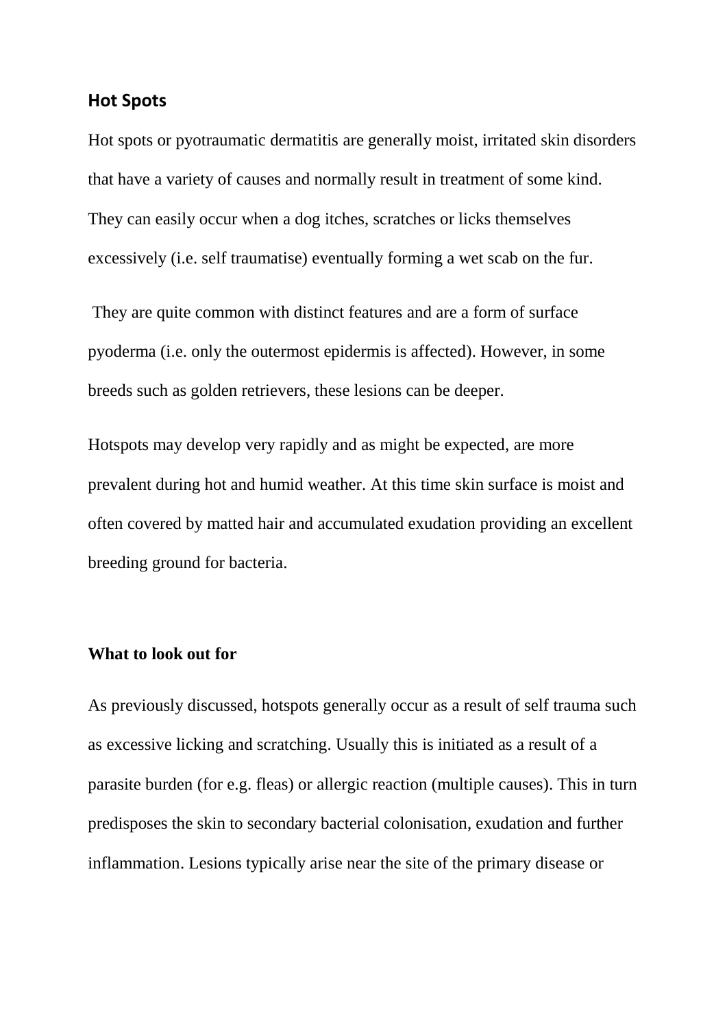## Hot Spots

Hot spots or pyotraumatic dermatitis are generally moist, irritated skin disorders that have a variety of causes and normally result in treatment of some kind. They can easily occur when a dog itches, scratches or licks themselves excessively (i.e. self traumatise) eventually forming a wet scab on the fur.

They are quite common with distinct features and are a form of surface pyoderma (i.e. only the outermost epidermis is affected). However, in some breeds such as golden retrievers, these lesions can be deeper.

Hotspots may develop very rapidly and as might be expected, are more prevalent during hot and humid weather. At this time skin surface is moist and often covered by matted hair and accumulated exudation providing an excellent breeding ground for bacteria.

### What to look out for

As previously discussed, hotspots generally occur as a result of self trauma such as excessive licking and scratching. Usually this is initiated as a result of a parasite burden (for e.g. fleas) or allergic reaction (multiple causes). This in turn predisposes the skin to secondary bacterial colonisation, exudation and further inflammation. Lesions typically arise near the site of the primary disease or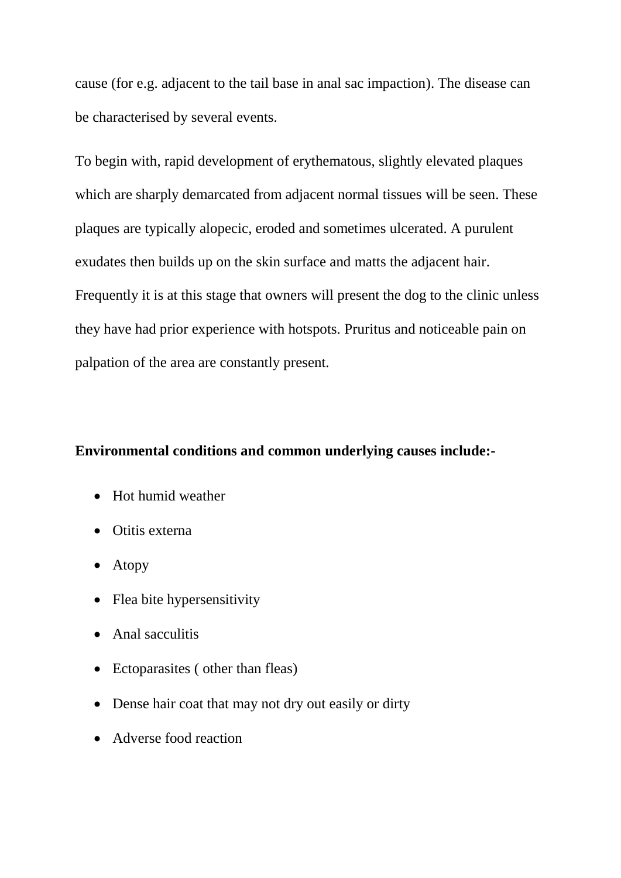cause (for e.g. adjacent to the tail base in anal sac impaction). The disease can be characterised by several events.

To begin with, rapid development of erythematous, slightly elevated plaques which are sharply demarcated from adjacent normal tissues will be seen. These plaques are typically alopecic, eroded and sometimes ulcerated. A purulent exudates then builds up on the skin surface and matts the adjacent hair. Frequently it is at this stage that owners will present the dog to the clinic unless they have had prior experience with hotspots. Pruritus and noticeable pain on palpation of the area are constantly present.

**Environmental conditions and common underlying causes include:-**

- Hot humid weather
- Otitis externa
- Atopy
- Flea bite hypersensitivity
- Anal sacculitis
- Ectoparasites ( other than fleas)
- Dense hair coat that may not dry out easily or dirty
- Adverse food reaction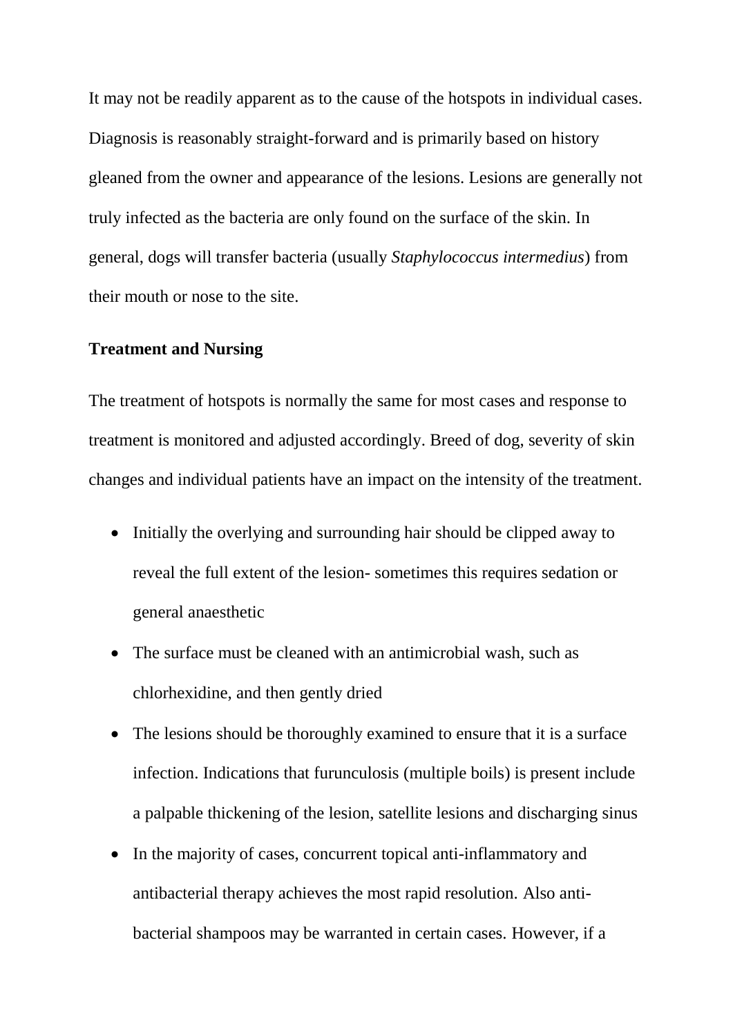It may not be readily apparent as to the cause of the hotspots in individual cases. Diagnosis is reasonably straight-forward and is primarily based on history gleaned from the owner and appearance of the lesions. Lesions are generally not truly infected as the bacteria are only found on the surface of the skin. In general, dogs will transfer bacteria (usually *Staphylococcus intermedius*) from their mouth or nose to the site.

**Treatment and Nursing**

The treatment of hotspots is normally the same for most cases and response to treatment is monitored and adjusted accordingly. Breed of dog, severity of skin changes and individual patients have an impact on the intensity of the treatment.

- Initially the overlying and surrounding hair should be clipped away to reveal the full extent of the lesion- sometimes this requires sedation or general anaesthetic
- The surface must be cleaned with an antimicrobial wash, such as chlorhexidine, and then gently dried
- The lesions should be thoroughly examined to ensure that it is a surface infection. Indications that furunculosis (multiple boils) is present include a palpable thickening of the lesion, satellite lesions and discharging sinus
- In the majority of cases, concurrent topical anti-inflammatory and antibacterial therapy achieves the most rapid resolution. Also anti-bacterial shampoos may be warranted in certain cases. However, if a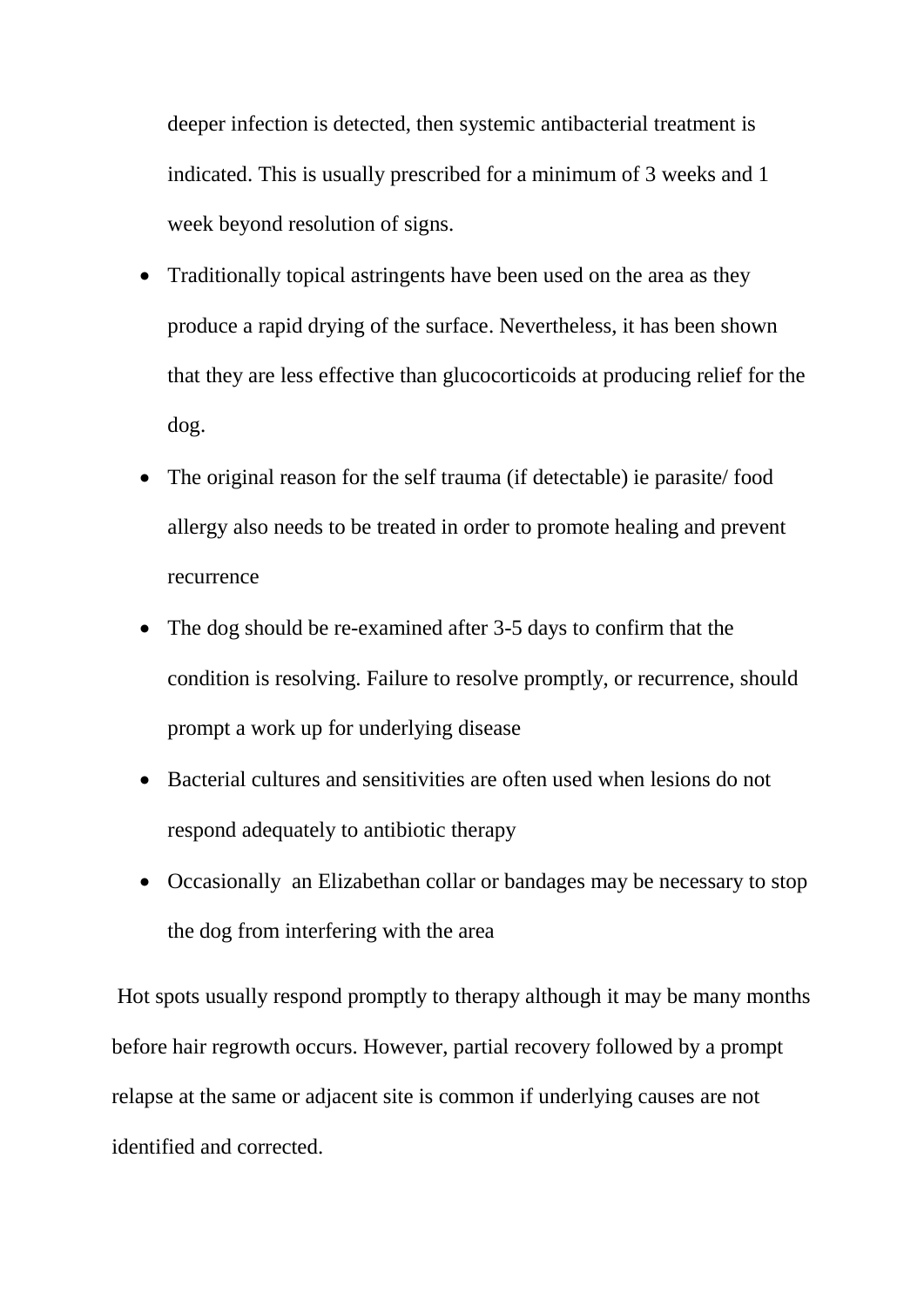deeper infection is detected, then systemic antibacterial treatment is indicated. This is usually prescribed for a minimum of 3 weeks and 1 week beyond resolution of signs.

- Traditionally topical astringents have been used on the area as they produce a rapid drying of the surface. Nevertheless, it has been shown that they are less effective than glucocorticoids at producing relief for the dog.
- The original reason for the self trauma (if detectable) ie parasite/ food allergy also needs to be treated in order to promote healing and prevent recurrence
- The dog should be re-examined after 3-5 days to confirm that the condition is resolving. Failure to resolve promptly, or recurrence, should prompt a work up for underlying disease
- Bacterial cultures and sensitivities are often used when lesions do not respond adequately to antibiotic therapy
- Occasionally an Elizabethan collar or bandages may be necessary to stop the dog from interfering with the area

Hot spots usually respond promptly to therapy although it may be many months before hair regrowth occurs. However, partial recovery followed by a prompt relapse at the same or adjacent site is common if underlying causes are not identified and corrected.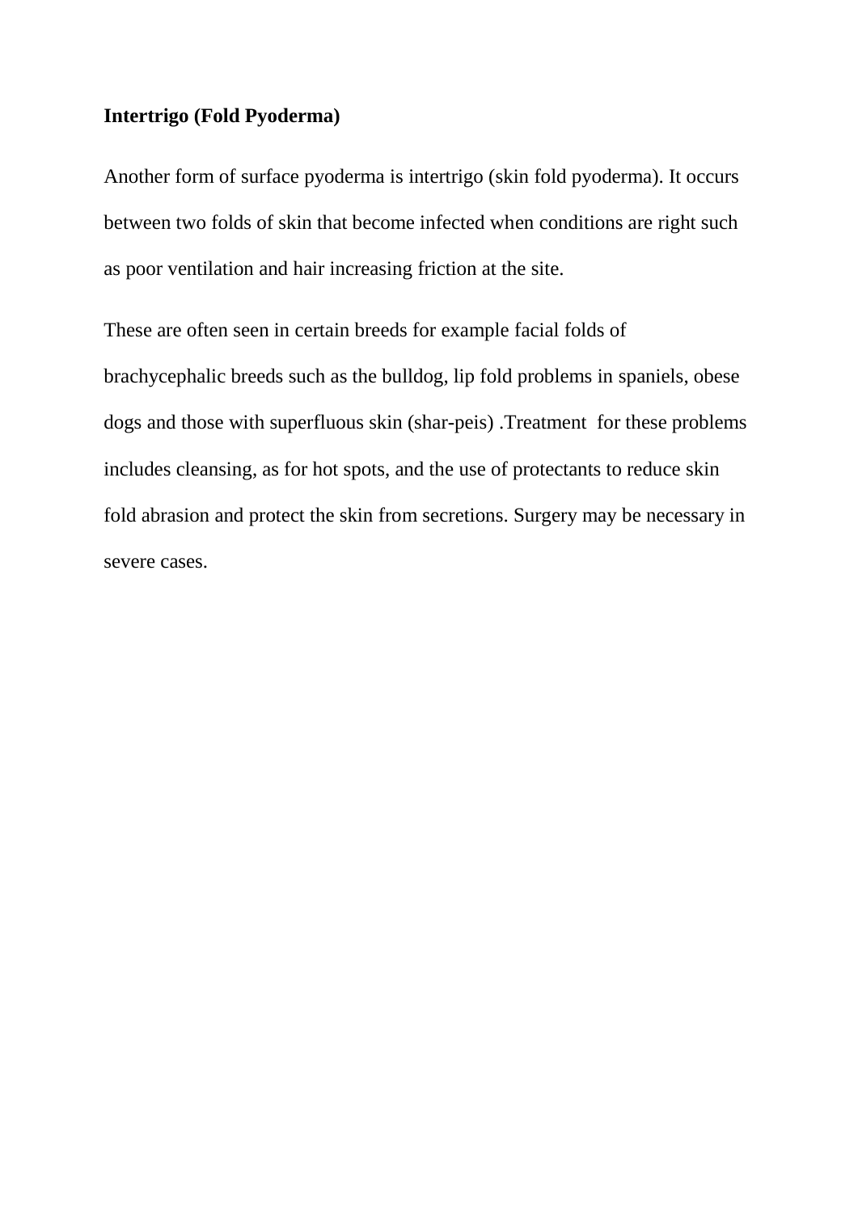**Intertrigo (Fold Pyoderma)**

Another form of surface pyoderma is intertrigo (skin fold pyoderma). It occurs between two folds of skin that become infected when conditions are right such as poor ventilation and hair increasing friction at the site.

These are often seen in certain breeds for example facial folds of brachycephalic breeds such as the bulldog, lip fold problems in spaniels, obese dogs and those with superfluous skin (shar-peis) .Treatment for these problems includes cleansing, as for hot spots, and the use of protectants to reduce skin fold abrasion and protect the skin from secretions. Surgery may be necessary in severe cases.